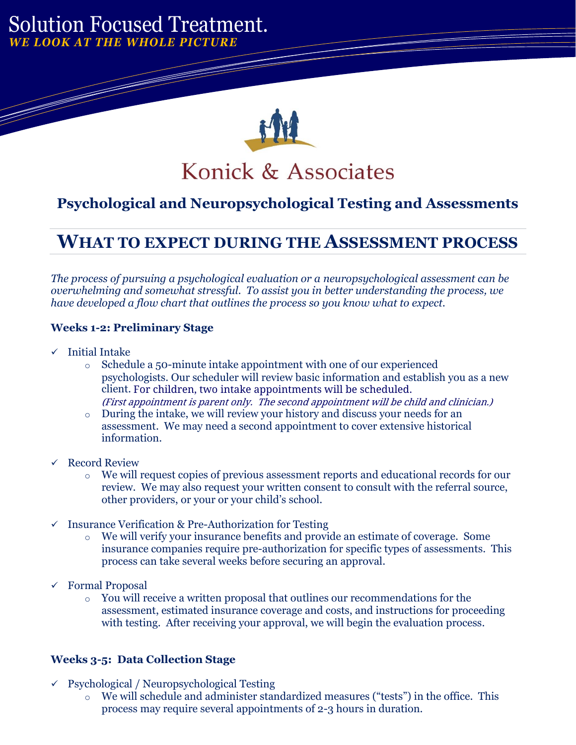Solution Focused Treatment.

***WE LOOK AT THE WHOLE PICTURE***

Konick & Associates

## Psychological and Neuropsychological Testing and Assessments

# WHAT TO EXPECT DURING THE ASSESSMENT PROCESS

*The process of pursuing a psychological evaluation or a neuropsychological assessment can be overwhelming and somewhat stressful. To assist you in better understanding the process, we have developed a flow chart that outlines the process so you know what to expect.*

**Weeks 1-2: Preliminary Stage**

- ✓ Initial Intake
  - Schedule a 50-minute intake appointment with one of our experienced psychologists. Our scheduler will review basic information and establish you as a new client. For children, two intake appointments will be scheduled. *(First appointment is parent only. The second appointment will be child and clinician.)*
  - During the intake, we will review your history and discuss your needs for an assessment. We may need a second appointment to cover extensive historical information.

- ✓ Record Review
  - We will request copies of previous assessment reports and educational records for our review. We may also request your written consent to consult with the referral source, other providers, or your or your child's school.

- ✓ Insurance Verification & Pre-Authorization for Testing
  - We will verify your insurance benefits and provide an estimate of coverage. Some insurance companies require pre-authorization for specific types of assessments. This process can take several weeks before securing an approval.

- ✓ Formal Proposal
  - You will receive a written proposal that outlines our recommendations for the assessment, estimated insurance coverage and costs, and instructions for proceeding with testing. After receiving your approval, we will begin the evaluation process.

**Weeks 3-5: Data Collection Stage**

- ✓ Psychological / Neuropsychological Testing
  - We will schedule and administer standardized measures ("tests") in the office. This process may require several appointments of 2-3 hours in duration.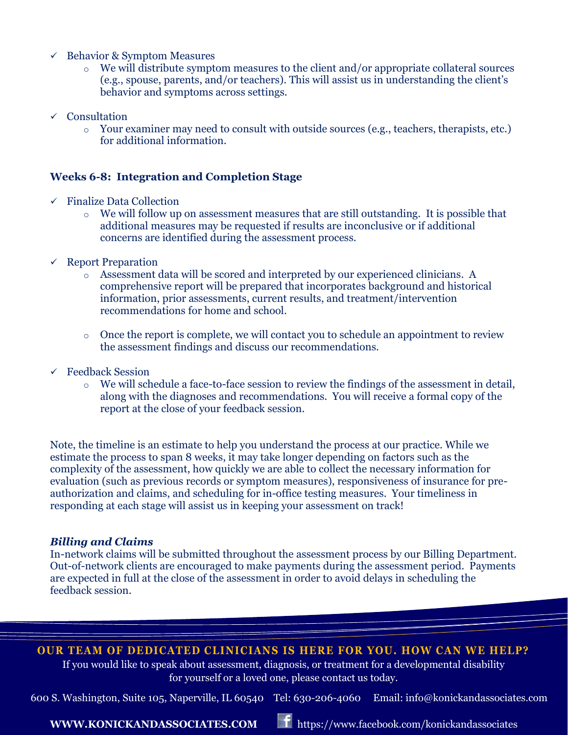- ✓ Behavior & Symptom Measures
  - We will distribute symptom measures to the client and/or appropriate collateral sources (e.g., spouse, parents, and/or teachers). This will assist us in understanding the client's behavior and symptoms across settings.

- ✓ Consultation
  - Your examiner may need to consult with outside sources (e.g., teachers, therapists, etc.) for additional information.

### Weeks 6-8: Integration and Completion Stage

- ✓ Finalize Data Collection
  - We will follow up on assessment measures that are still outstanding. It is possible that additional measures may be requested if results are inconclusive or if additional concerns are identified during the assessment process.

- ✓ Report Preparation
  - Assessment data will be scored and interpreted by our experienced clinicians. A comprehensive report will be prepared that incorporates background and historical information, prior assessments, current results, and treatment/intervention recommendations for home and school.
  - Once the report is complete, we will contact you to schedule an appointment to review the assessment findings and discuss our recommendations.

- ✓ Feedback Session
  - We will schedule a face-to-face session to review the findings of the assessment in detail, along with the diagnoses and recommendations. You will receive a formal copy of the report at the close of your feedback session.

Note, the timeline is an estimate to help you understand the process at our practice. While we estimate the process to span 8 weeks, it may take longer depending on factors such as the complexity of the assessment, how quickly we are able to collect the necessary information for evaluation (such as previous records or symptom measures), responsiveness of insurance for pre-authorization and claims, and scheduling for in-office testing measures. Your timeliness in responding at each stage will assist us in keeping your assessment on track!

***Billing and Claims***

In-network claims will be submitted throughout the assessment process by our Billing Department. Out-of-network clients are encouraged to make payments during the assessment period. Payments are expected in full at the close of the assessment in order to avoid delays in scheduling the feedback session.

**OUR TEAM OF DEDICATED CLINICIANS IS HERE FOR YOU. HOW CAN WE HELP?**

If you would like to speak about assessment, diagnosis, or treatment for a developmental disability for yourself or a loved one, please contact us today.

600 S. Washington, Suite 105, Naperville, IL 60540 Tel: 630-206-4060 Email: info@konickandassociates.com

**WWW.KONICKANDASSOCIATES.COM** https://www.facebook.com/konickandassociates